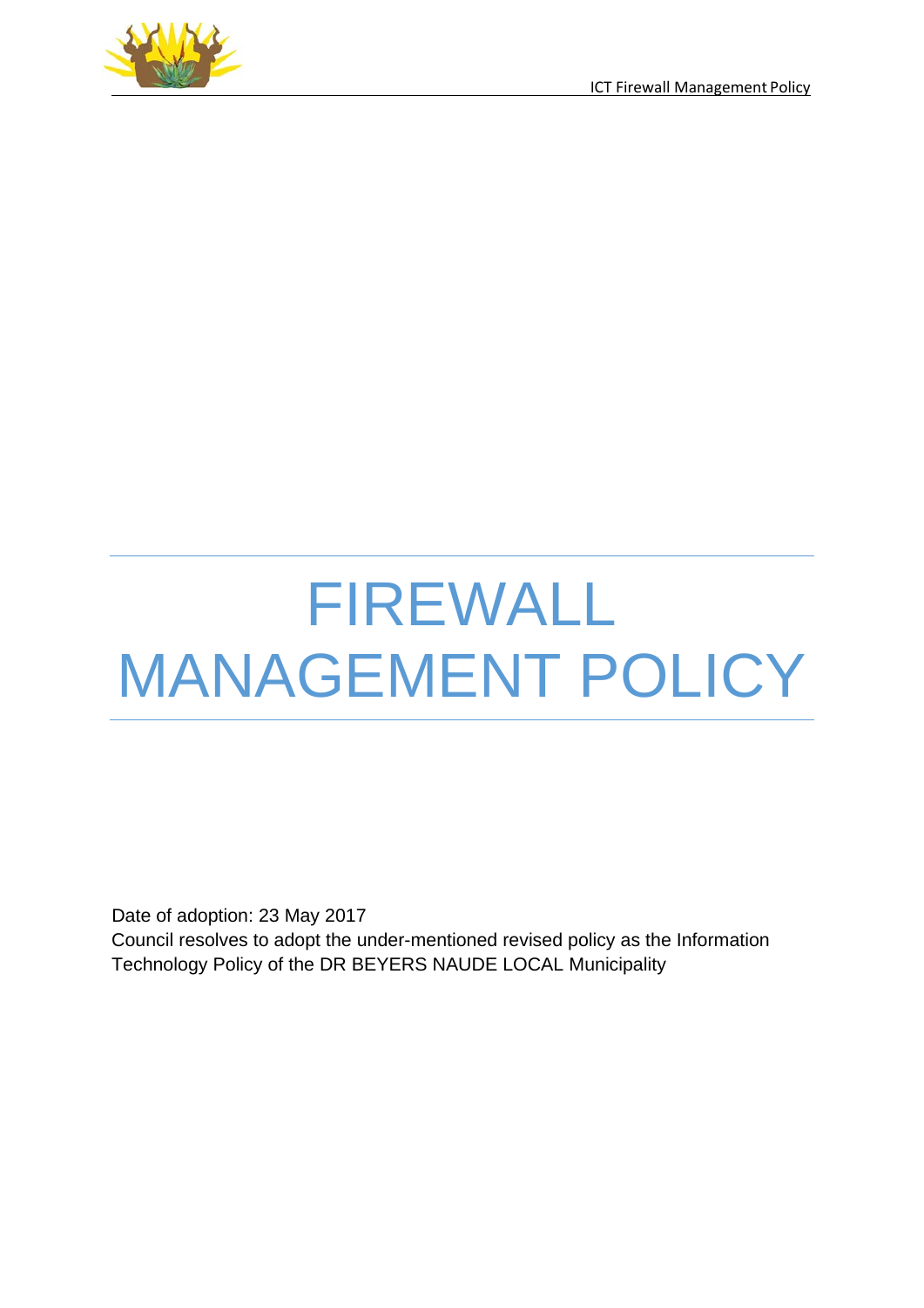# FIREWALL MANAGEMENT POLICY

Date of adoption: 23 May 2017

Council resolves to adopt the under-mentioned revised policy as the Information Technology Policy of the DR BEYERS NAUDE LOCAL Municipality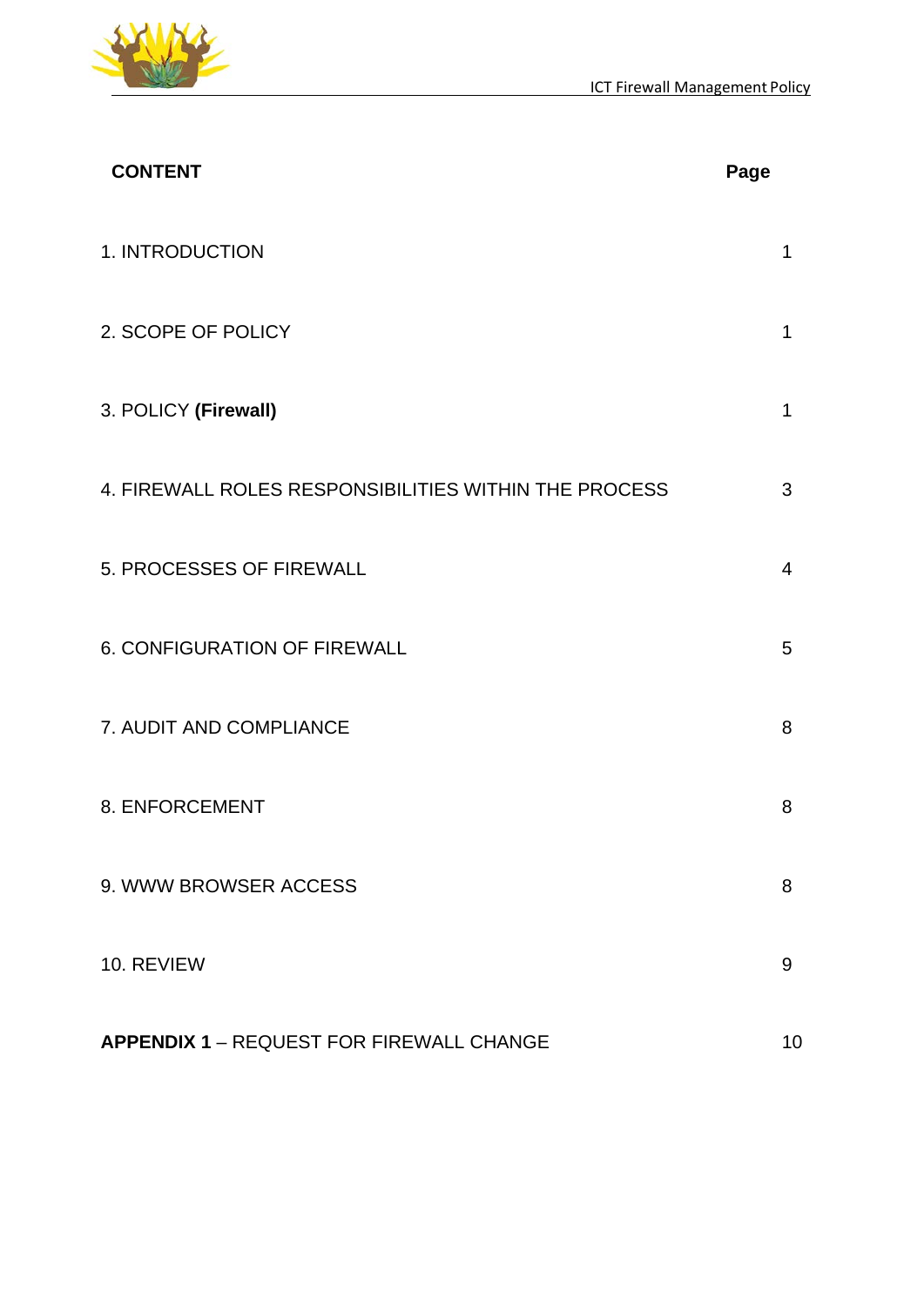| **CONTENT** | **Page** |
|---|---|
| 1. INTRODUCTION | 1 |
| 2. SCOPE OF POLICY | 1 |
| 3. POLICY **(Firewall)** | 1 |
| 4. FIREWALL ROLES RESPONSIBILITIES WITHIN THE PROCESS | 3 |
| 5. PROCESSES OF FIREWALL | 4 |
| 6. CONFIGURATION OF FIREWALL | 5 |
| 7. AUDIT AND COMPLIANCE | 8 |
| 8. ENFORCEMENT | 8 |
| 9. WWW BROWSER ACCESS | 8 |
| 10. REVIEW | 9 |
| **APPENDIX 1** – REQUEST FOR FIREWALL CHANGE | 10 |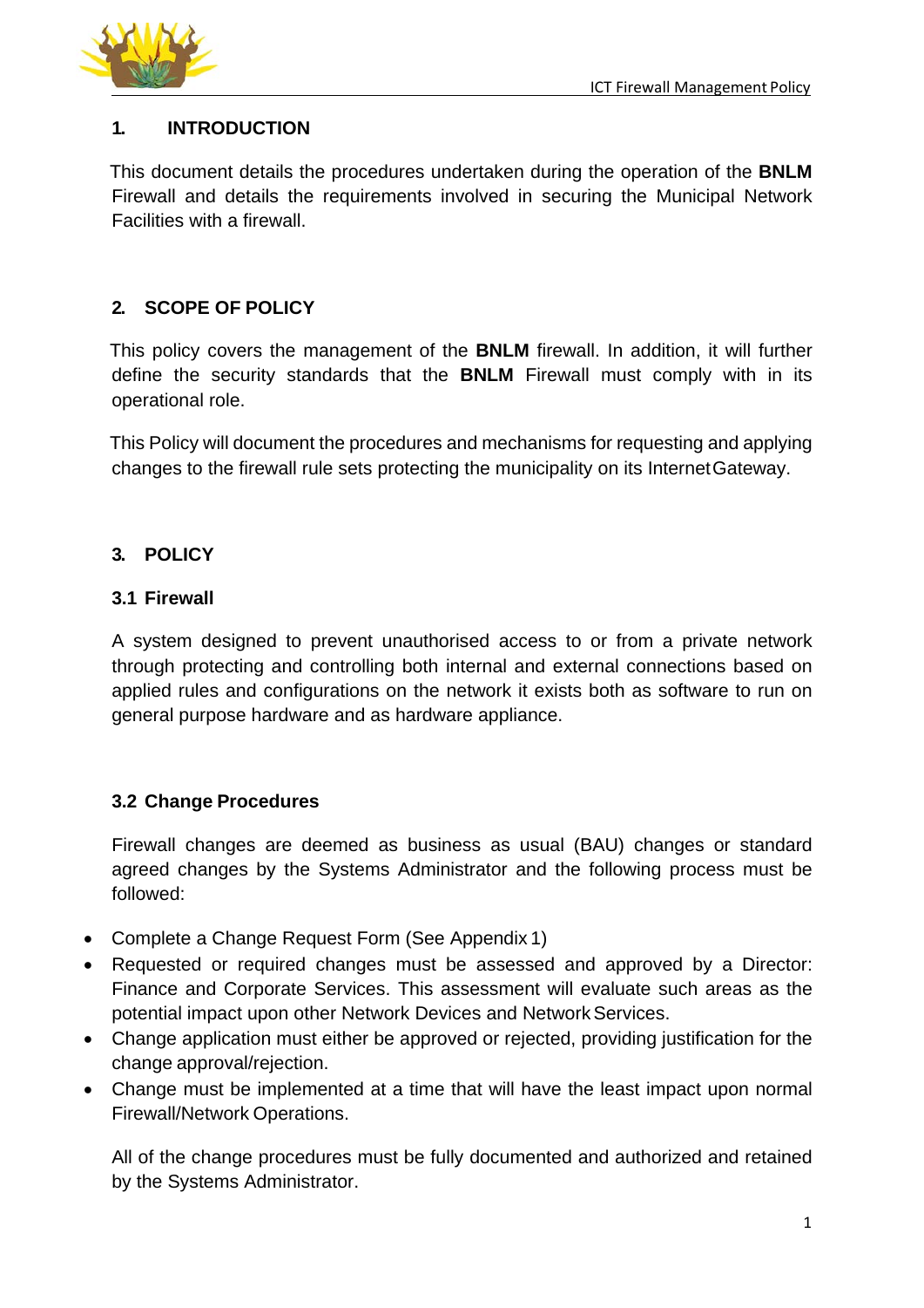## 1. INTRODUCTION

This document details the procedures undertaken during the operation of the **BNLM** Firewall and details the requirements involved in securing the Municipal Network Facilities with a firewall.

## 2. SCOPE OF POLICY

This policy covers the management of the **BNLM** firewall. In addition, it will further define the security standards that the **BNLM** Firewall must comply with in its operational role.

This Policy will document the procedures and mechanisms for requesting and applying changes to the firewall rule sets protecting the municipality on its Internet Gateway.

## 3. POLICY

### 3.1 Firewall

A system designed to prevent unauthorised access to or from a private network through protecting and controlling both internal and external connections based on applied rules and configurations on the network it exists both as software to run on general purpose hardware and as hardware appliance.

### 3.2 Change Procedures

Firewall changes are deemed as business as usual (BAU) changes or standard agreed changes by the Systems Administrator and the following process must be followed:

- Complete a Change Request Form (See Appendix 1)
- Requested or required changes must be assessed and approved by a Director: Finance and Corporate Services. This assessment will evaluate such areas as the potential impact upon other Network Devices and Network Services.
- Change application must either be approved or rejected, providing justification for the change approval/rejection.
- Change must be implemented at a time that will have the least impact upon normal Firewall/Network Operations.

All of the change procedures must be fully documented and authorized and retained by the Systems Administrator.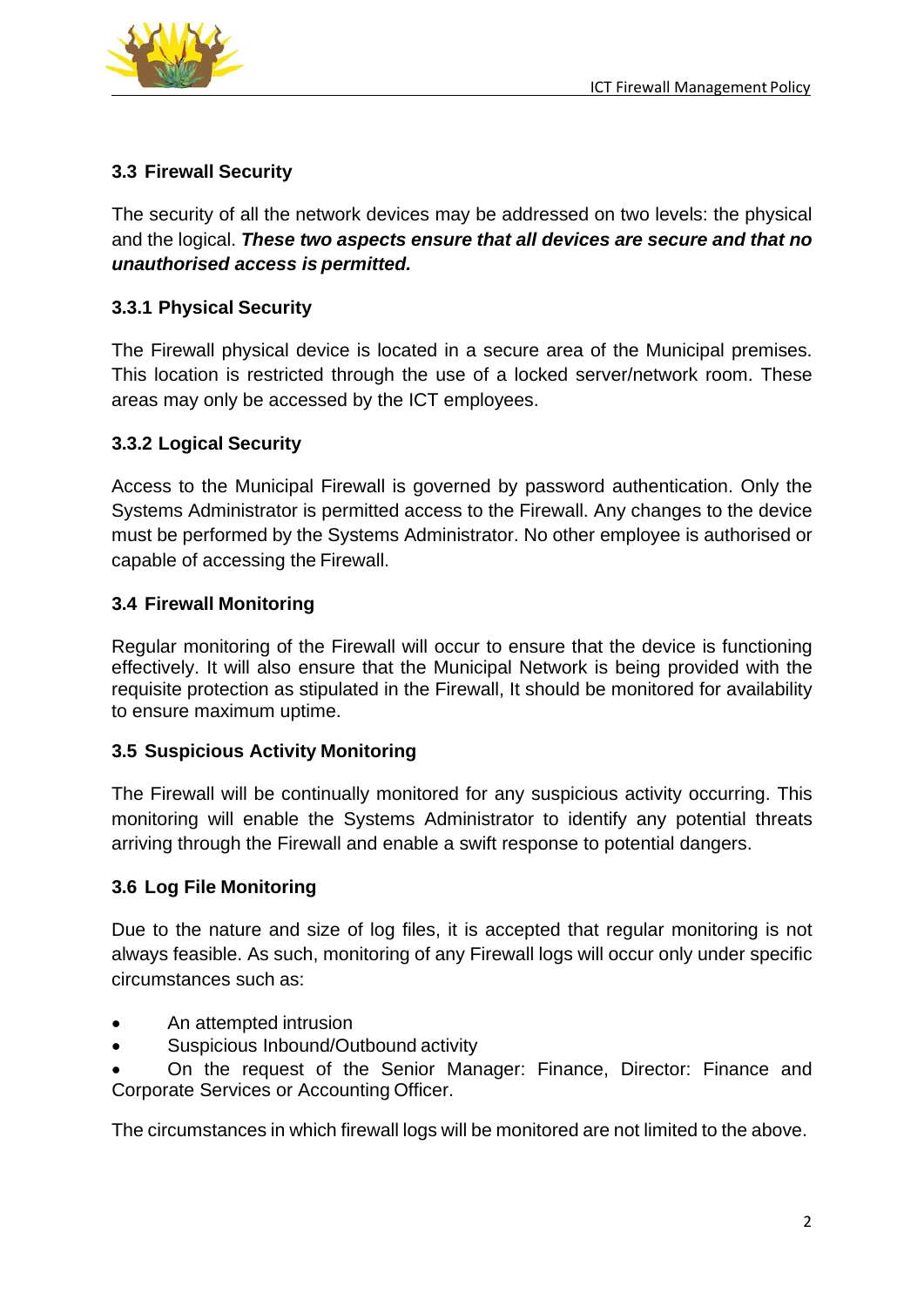### 3.3 Firewall Security

The security of all the network devices may be addressed on two levels: the physical and the logical. ***These two aspects ensure that all devices are secure and that no unauthorised access is permitted.***

#### 3.3.1 Physical Security

The Firewall physical device is located in a secure area of the Municipal premises. This location is restricted through the use of a locked server/network room. These areas may only be accessed by the ICT employees.

#### 3.3.2 Logical Security

Access to the Municipal Firewall is governed by password authentication. Only the Systems Administrator is permitted access to the Firewall. Any changes to the device must be performed by the Systems Administrator. No other employee is authorised or capable of accessing the Firewall.

### 3.4 Firewall Monitoring

Regular monitoring of the Firewall will occur to ensure that the device is functioning effectively. It will also ensure that the Municipal Network is being provided with the requisite protection as stipulated in the Firewall, It should be monitored for availability to ensure maximum uptime.

### 3.5 Suspicious Activity Monitoring

The Firewall will be continually monitored for any suspicious activity occurring. This monitoring will enable the Systems Administrator to identify any potential threats arriving through the Firewall and enable a swift response to potential dangers.

### 3.6 Log File Monitoring

Due to the nature and size of log files, it is accepted that regular monitoring is not always feasible. As such, monitoring of any Firewall logs will occur only under specific circumstances such as:

- An attempted intrusion
- Suspicious Inbound/Outbound activity
- On the request of the Senior Manager: Finance, Director: Finance and Corporate Services or Accounting Officer.

The circumstances in which firewall logs will be monitored are not limited to the above.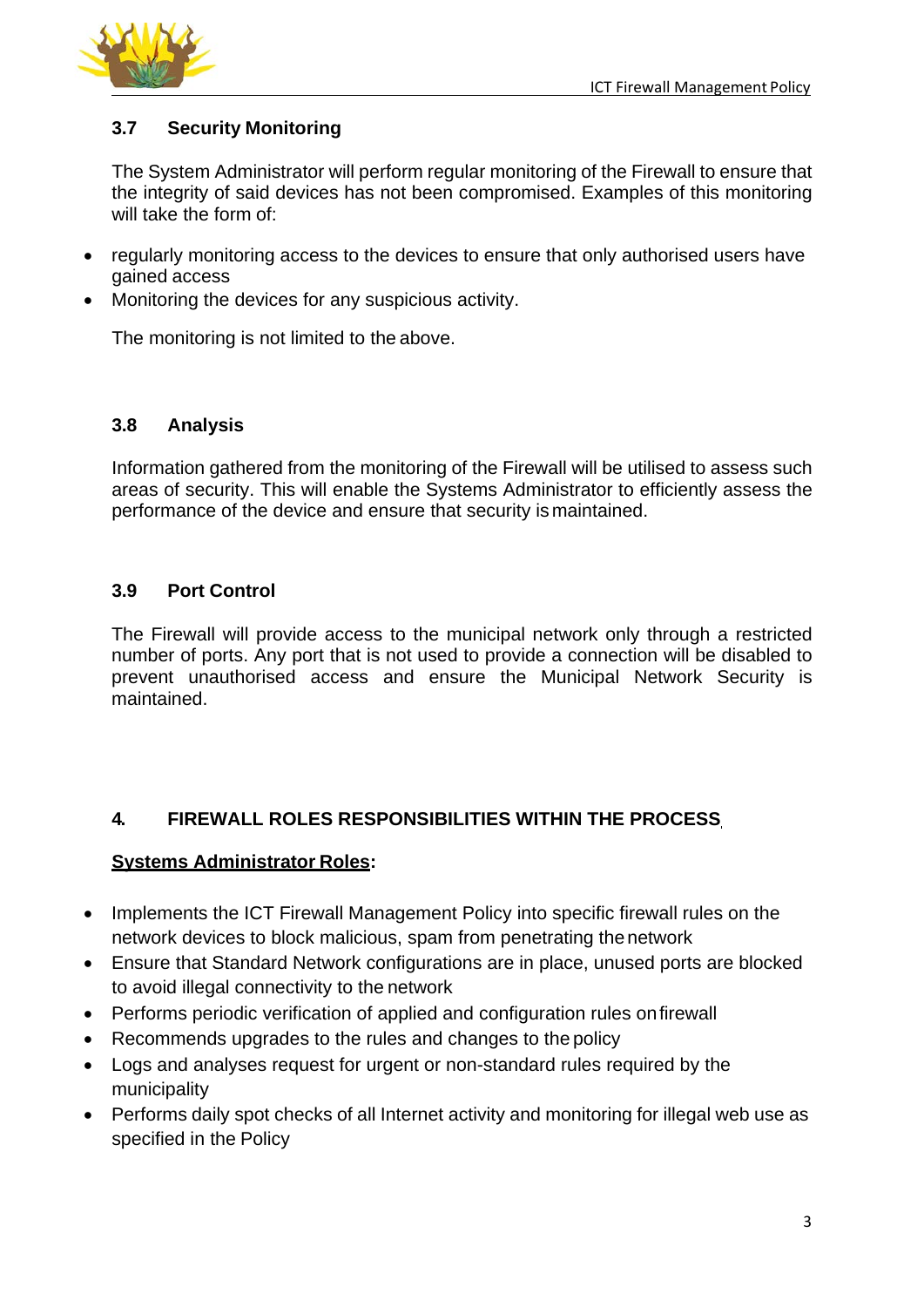### 3.7 Security Monitoring

The System Administrator will perform regular monitoring of the Firewall to ensure that the integrity of said devices has not been compromised. Examples of this monitoring will take the form of:

- regularly monitoring access to the devices to ensure that only authorised users have gained access
- Monitoring the devices for any suspicious activity.

The monitoring is not limited to the above.

### 3.8 Analysis

Information gathered from the monitoring of the Firewall will be utilised to assess such areas of security. This will enable the Systems Administrator to efficiently assess the performance of the device and ensure that security is maintained.

### 3.9 Port Control

The Firewall will provide access to the municipal network only through a restricted number of ports. Any port that is not used to provide a connection will be disabled to prevent unauthorised access and ensure the Municipal Network Security is maintained.

## 4. FIREWALL ROLES RESPONSIBILITIES WITHIN THE PROCESS

**Systems Administrator Roles:**

- Implements the ICT Firewall Management Policy into specific firewall rules on the network devices to block malicious, spam from penetrating the network
- Ensure that Standard Network configurations are in place, unused ports are blocked to avoid illegal connectivity to the network
- Performs periodic verification of applied and configuration rules on firewall
- Recommends upgrades to the rules and changes to the policy
- Logs and analyses request for urgent or non-standard rules required by the municipality
- Performs daily spot checks of all Internet activity and monitoring for illegal web use as specified in the Policy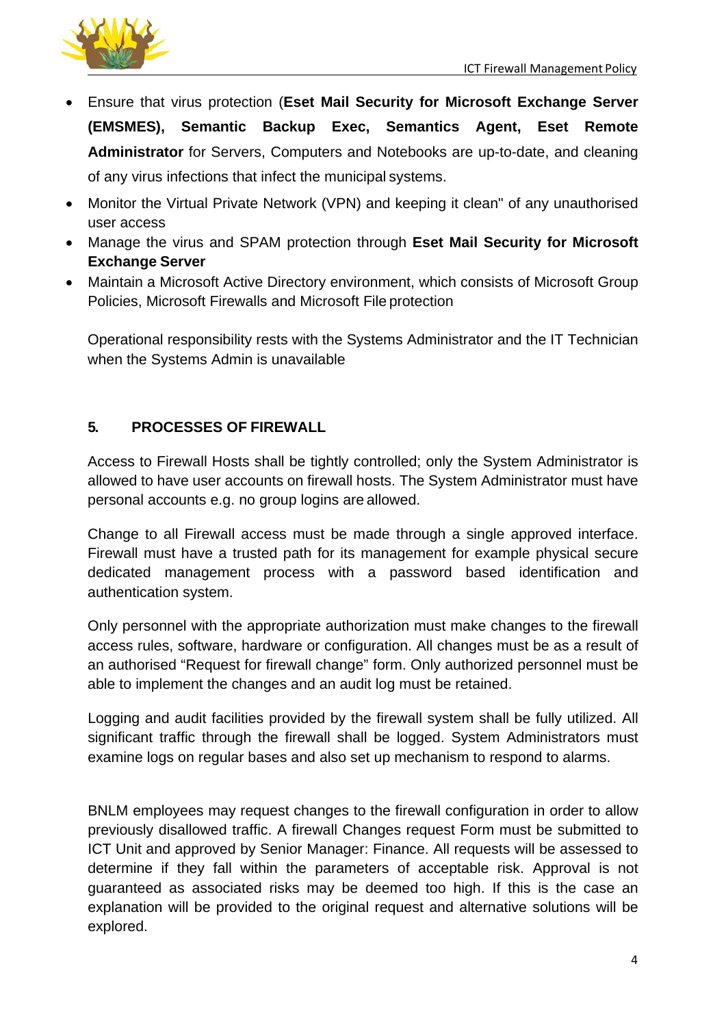- Ensure that virus protection (**Eset Mail Security for Microsoft Exchange Server (EMSMES), Semantic Backup Exec, Semantics Agent, Eset Remote Administrator** for Servers, Computers and Notebooks are up-to-date, and cleaning of any virus infections that infect the municipal systems.
- Monitor the Virtual Private Network (VPN) and keeping it clean" of any unauthorised user access
- Manage the virus and SPAM protection through **Eset Mail Security for Microsoft Exchange Server**
- Maintain a Microsoft Active Directory environment, which consists of Microsoft Group Policies, Microsoft Firewalls and Microsoft File protection

Operational responsibility rests with the Systems Administrator and the IT Technician when the Systems Admin is unavailable

## 5. PROCESSES OF FIREWALL

Access to Firewall Hosts shall be tightly controlled; only the System Administrator is allowed to have user accounts on firewall hosts. The System Administrator must have personal accounts e.g. no group logins are allowed.

Change to all Firewall access must be made through a single approved interface. Firewall must have a trusted path for its management for example physical secure dedicated management process with a password based identification and authentication system.

Only personnel with the appropriate authorization must make changes to the firewall access rules, software, hardware or configuration. All changes must be as a result of an authorised "Request for firewall change" form. Only authorized personnel must be able to implement the changes and an audit log must be retained.

Logging and audit facilities provided by the firewall system shall be fully utilized. All significant traffic through the firewall shall be logged. System Administrators must examine logs on regular bases and also set up mechanism to respond to alarms.

BNLM employees may request changes to the firewall configuration in order to allow previously disallowed traffic. A firewall Changes request Form must be submitted to ICT Unit and approved by Senior Manager: Finance. All requests will be assessed to determine if they fall within the parameters of acceptable risk. Approval is not guaranteed as associated risks may be deemed too high. If this is the case an explanation will be provided to the original request and alternative solutions will be explored.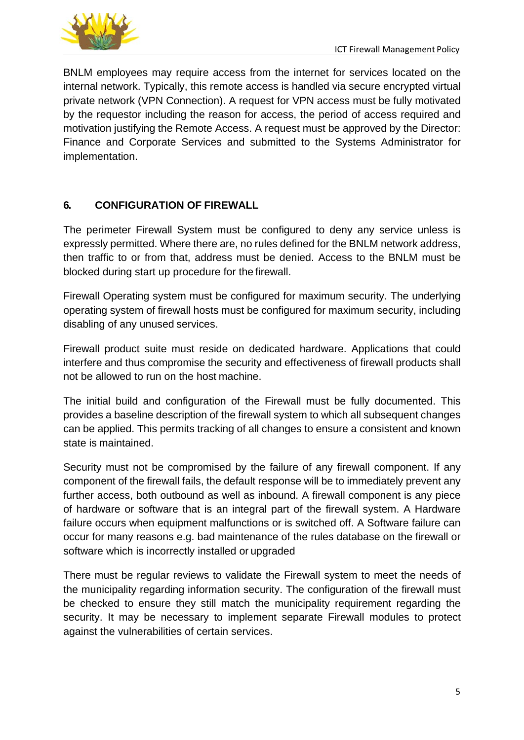BNLM employees may require access from the internet for services located on the internal network. Typically, this remote access is handled via secure encrypted virtual private network (VPN Connection). A request for VPN access must be fully motivated by the requestor including the reason for access, the period of access required and motivation justifying the Remote Access. A request must be approved by the Director: Finance and Corporate Services and submitted to the Systems Administrator for implementation.

## 6. CONFIGURATION OF FIREWALL

The perimeter Firewall System must be configured to deny any service unless is expressly permitted. Where there are, no rules defined for the BNLM network address, then traffic to or from that, address must be denied. Access to the BNLM must be blocked during start up procedure for the firewall.

Firewall Operating system must be configured for maximum security. The underlying operating system of firewall hosts must be configured for maximum security, including disabling of any unused services.

Firewall product suite must reside on dedicated hardware. Applications that could interfere and thus compromise the security and effectiveness of firewall products shall not be allowed to run on the host machine.

The initial build and configuration of the Firewall must be fully documented. This provides a baseline description of the firewall system to which all subsequent changes can be applied. This permits tracking of all changes to ensure a consistent and known state is maintained.

Security must not be compromised by the failure of any firewall component. If any component of the firewall fails, the default response will be to immediately prevent any further access, both outbound as well as inbound. A firewall component is any piece of hardware or software that is an integral part of the firewall system. A Hardware failure occurs when equipment malfunctions or is switched off. A Software failure can occur for many reasons e.g. bad maintenance of the rules database on the firewall or software which is incorrectly installed or upgraded

There must be regular reviews to validate the Firewall system to meet the needs of the municipality regarding information security. The configuration of the firewall must be checked to ensure they still match the municipality requirement regarding the security. It may be necessary to implement separate Firewall modules to protect against the vulnerabilities of certain services.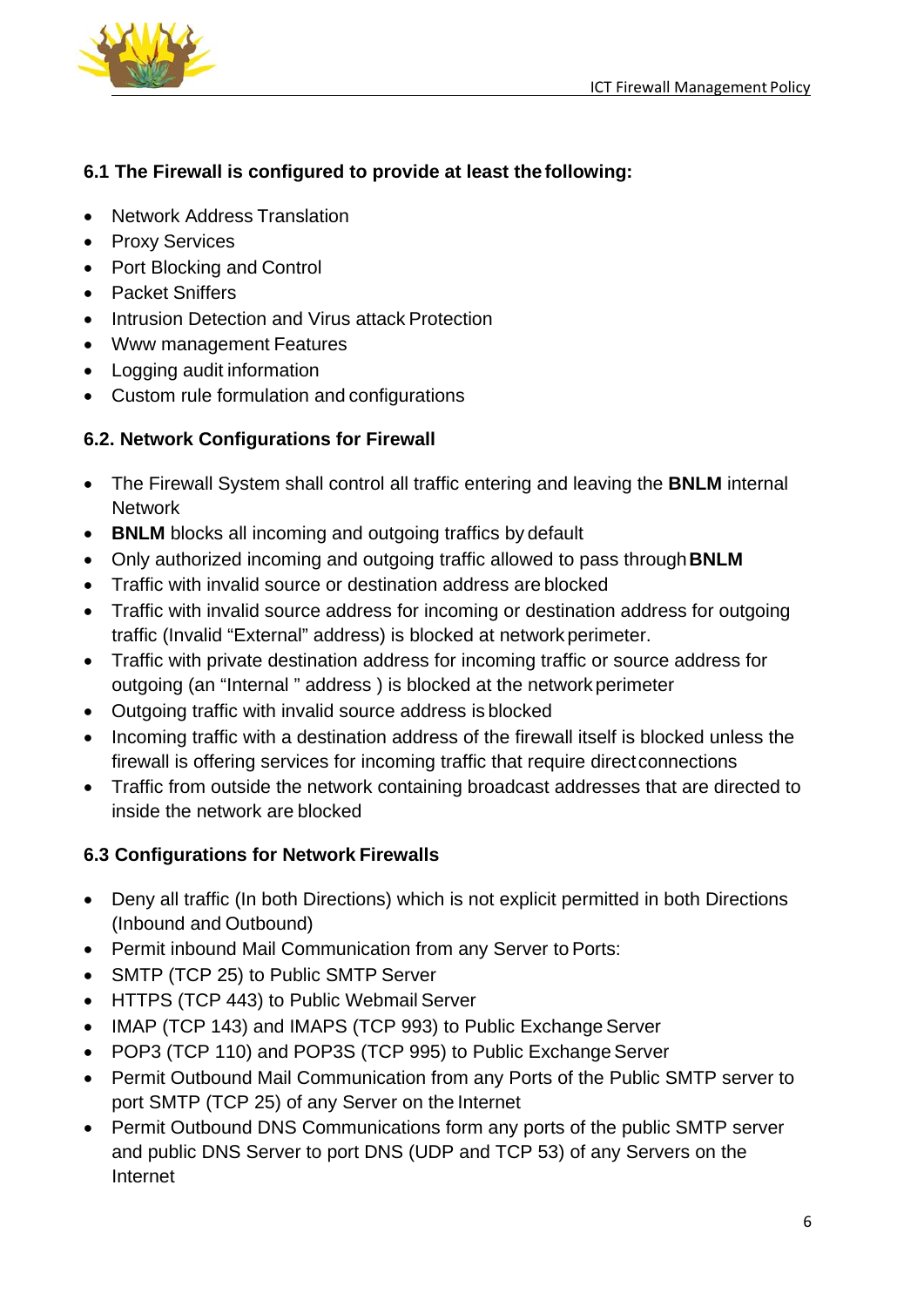### 6.1 The Firewall is configured to provide at least the following:

- Network Address Translation
- Proxy Services
- Port Blocking and Control
- Packet Sniffers
- Intrusion Detection and Virus attack Protection
- Www management Features
- Logging audit information
- Custom rule formulation and configurations

### 6.2. Network Configurations for Firewall

- The Firewall System shall control all traffic entering and leaving the **BNLM** internal Network
- **BNLM** blocks all incoming and outgoing traffics by default
- Only authorized incoming and outgoing traffic allowed to pass through **BNLM**
- Traffic with invalid source or destination address are blocked
- Traffic with invalid source address for incoming or destination address for outgoing traffic (Invalid "External" address) is blocked at network perimeter.
- Traffic with private destination address for incoming traffic or source address for outgoing (an "Internal " address ) is blocked at the network perimeter
- Outgoing traffic with invalid source address is blocked
- Incoming traffic with a destination address of the firewall itself is blocked unless the firewall is offering services for incoming traffic that require direct connections
- Traffic from outside the network containing broadcast addresses that are directed to inside the network are blocked

### 6.3 Configurations for Network Firewalls

- Deny all traffic (In both Directions) which is not explicit permitted in both Directions (Inbound and Outbound)
- Permit inbound Mail Communication from any Server to Ports:
- SMTP (TCP 25) to Public SMTP Server
- HTTPS (TCP 443) to Public Webmail Server
- IMAP (TCP 143) and IMAPS (TCP 993) to Public Exchange Server
- POP3 (TCP 110) and POP3S (TCP 995) to Public Exchange Server
- Permit Outbound Mail Communication from any Ports of the Public SMTP server to port SMTP (TCP 25) of any Server on the Internet
- Permit Outbound DNS Communications form any ports of the public SMTP server and public DNS Server to port DNS (UDP and TCP 53) of any Servers on the Internet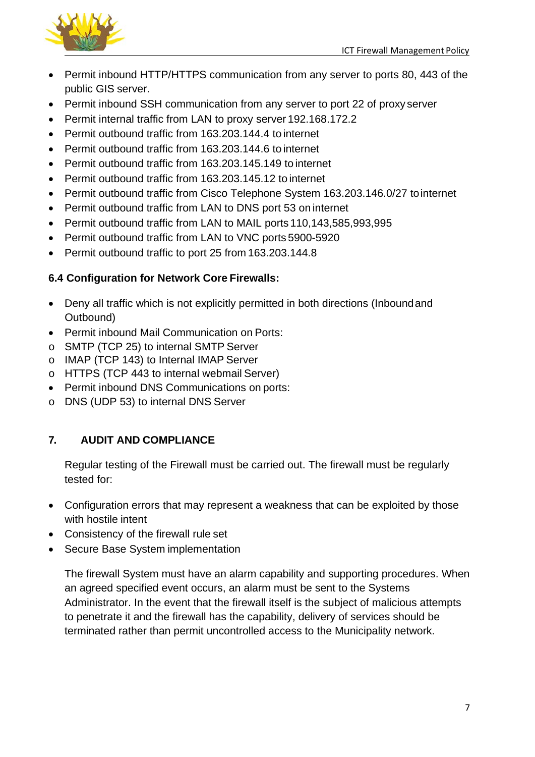- Permit inbound HTTP/HTTPS communication from any server to ports 80, 443 of the public GIS server.
- Permit inbound SSH communication from any server to port 22 of proxy server
- Permit internal traffic from LAN to proxy server 192.168.172.2
- Permit outbound traffic from 163.203.144.4 to internet
- Permit outbound traffic from 163.203.144.6 to internet
- Permit outbound traffic from 163.203.145.149 to internet
- Permit outbound traffic from 163.203.145.12 to internet
- Permit outbound traffic from Cisco Telephone System 163.203.146.0/27 to internet
- Permit outbound traffic from LAN to DNS port 53 on internet
- Permit outbound traffic from LAN to MAIL ports 110,143,585,993,995
- Permit outbound traffic from LAN to VNC ports 5900-5920
- Permit outbound traffic to port 25 from 163.203.144.8

### 6.4 Configuration for Network Core Firewalls:

- Deny all traffic which is not explicitly permitted in both directions (Inbound and Outbound)
- Permit inbound Mail Communication on Ports:
  - SMTP (TCP 25) to internal SMTP Server
  - IMAP (TCP 143) to Internal IMAP Server
  - HTTPS (TCP 443 to internal webmail Server)
- Permit inbound DNS Communications on ports:
  - DNS (UDP 53) to internal DNS Server

## 7. AUDIT AND COMPLIANCE

Regular testing of the Firewall must be carried out. The firewall must be regularly tested for:

- Configuration errors that may represent a weakness that can be exploited by those with hostile intent
- Consistency of the firewall rule set
- Secure Base System implementation

The firewall System must have an alarm capability and supporting procedures. When an agreed specified event occurs, an alarm must be sent to the Systems Administrator. In the event that the firewall itself is the subject of malicious attempts to penetrate it and the firewall has the capability, delivery of services should be terminated rather than permit uncontrolled access to the Municipality network.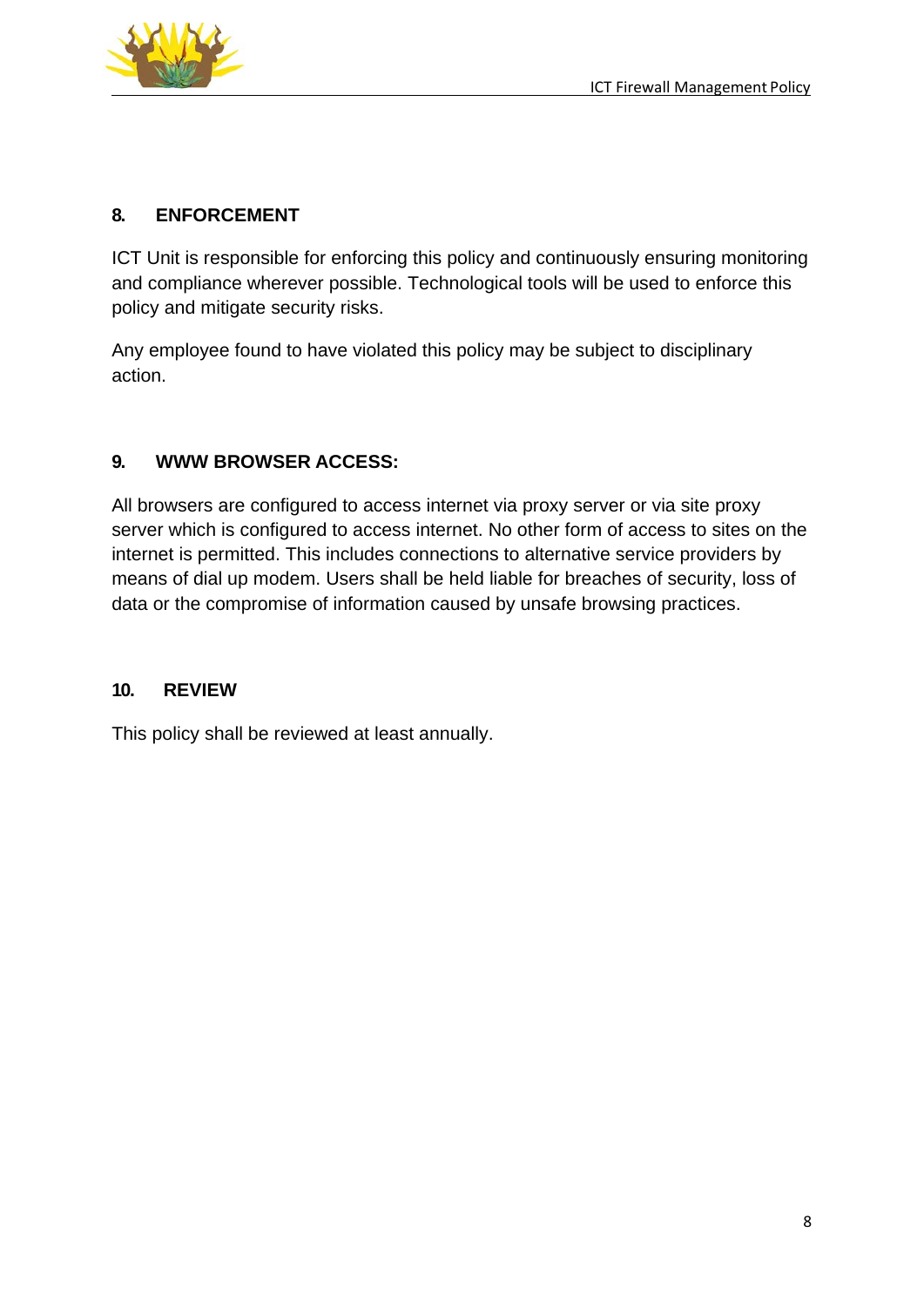## 8. ENFORCEMENT

ICT Unit is responsible for enforcing this policy and continuously ensuring monitoring and compliance wherever possible. Technological tools will be used to enforce this policy and mitigate security risks.

Any employee found to have violated this policy may be subject to disciplinary action.

## 9. WWW BROWSER ACCESS:

All browsers are configured to access internet via proxy server or via site proxy server which is configured to access internet. No other form of access to sites on the internet is permitted. This includes connections to alternative service providers by means of dial up modem. Users shall be held liable for breaches of security, loss of data or the compromise of information caused by unsafe browsing practices.

## 10. REVIEW

This policy shall be reviewed at least annually.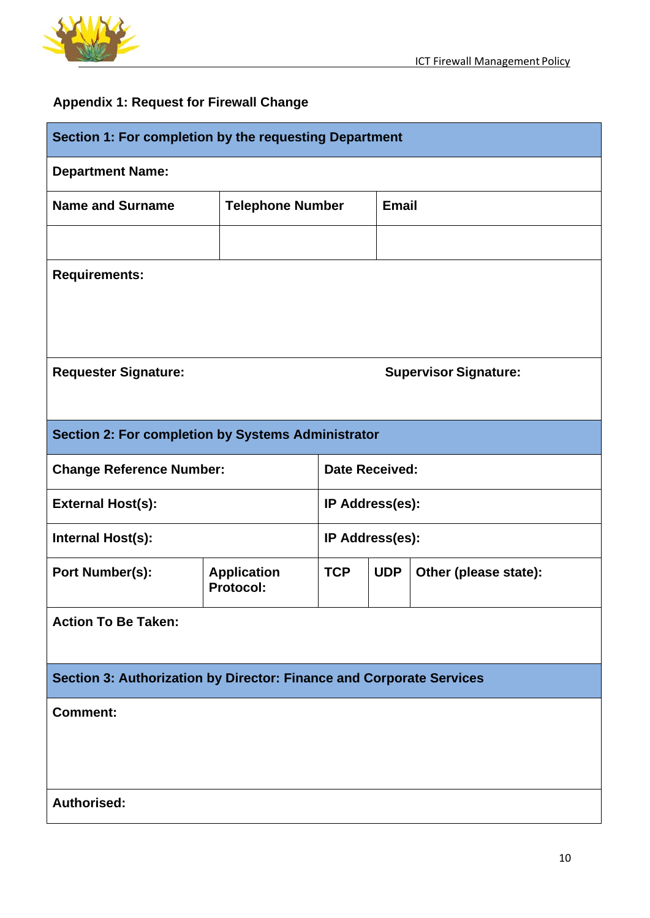## Appendix 1: Request for Firewall Change

| | | |
|---|---|---|
| **Section 1: For completion by the requesting Department** | | |
| **Department Name:** | | |
| **Name and Surname** | **Telephone Number** | **Email** |
| | | |
| **Requirements:** | | |
| **Requester Signature:** | | **Supervisor Signature:** |

| | | | | |
|---|---|---|---|---|
| **Section 2: For completion by Systems Administrator** | | | | |
| **Change Reference Number:** | | **Date Received:** | | |
| **External Host(s):** | | **IP Address(es):** | | |
| **Internal Host(s):** | | **IP Address(es):** | | |
| **Port Number(s):** | **Application Protocol:** | **TCP** | **UDP** | **Other (please state):** |
| **Action To Be Taken:** | | | | |

| |
|---|
| **Section 3: Authorization by Director: Finance and Corporate Services** |
| **Comment:** |
| **Authorised:** |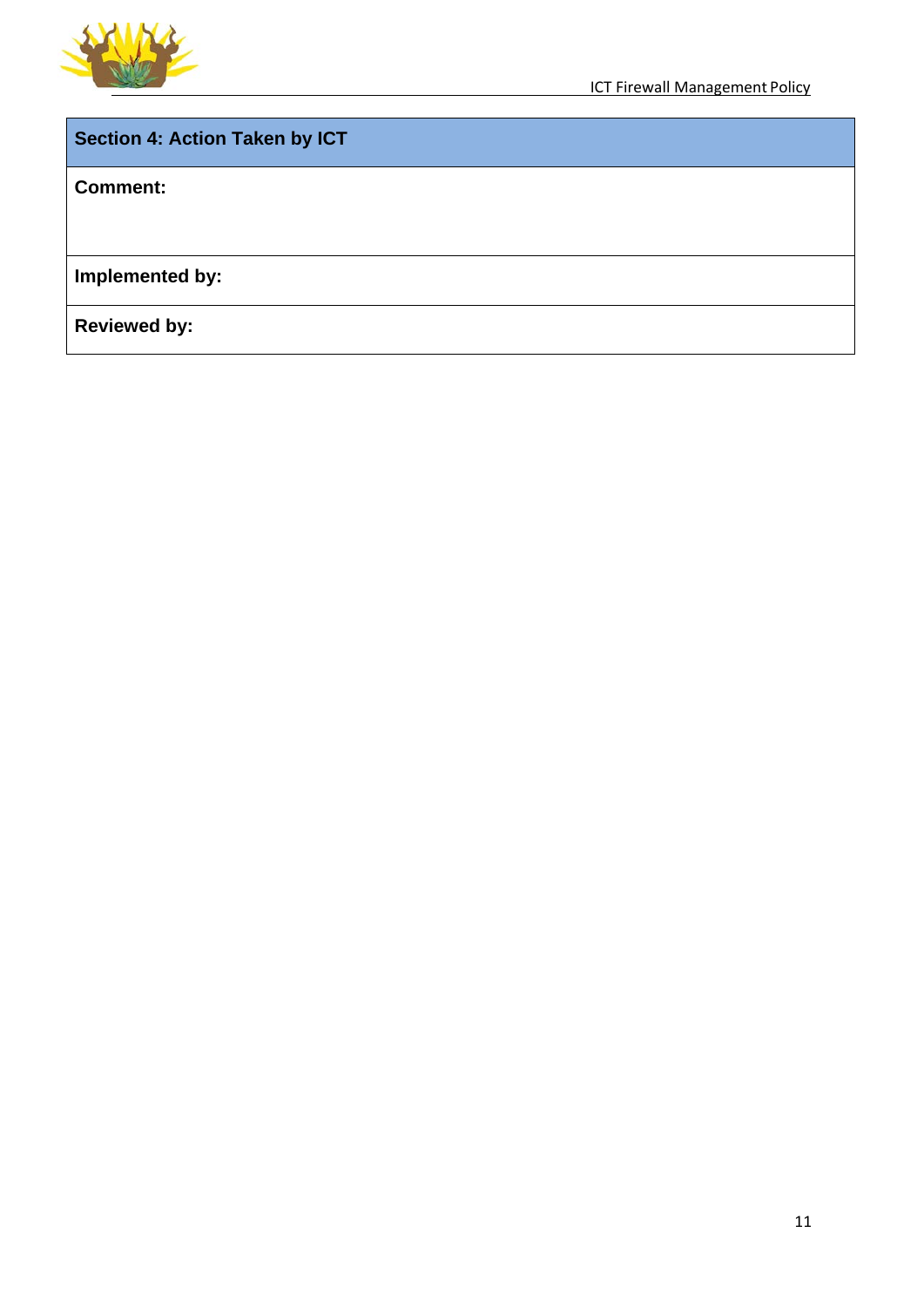| Section 4: Action Taken by ICT |
| --- |
| **Comment:** |
| **Implemented by:** |
| **Reviewed by:** |